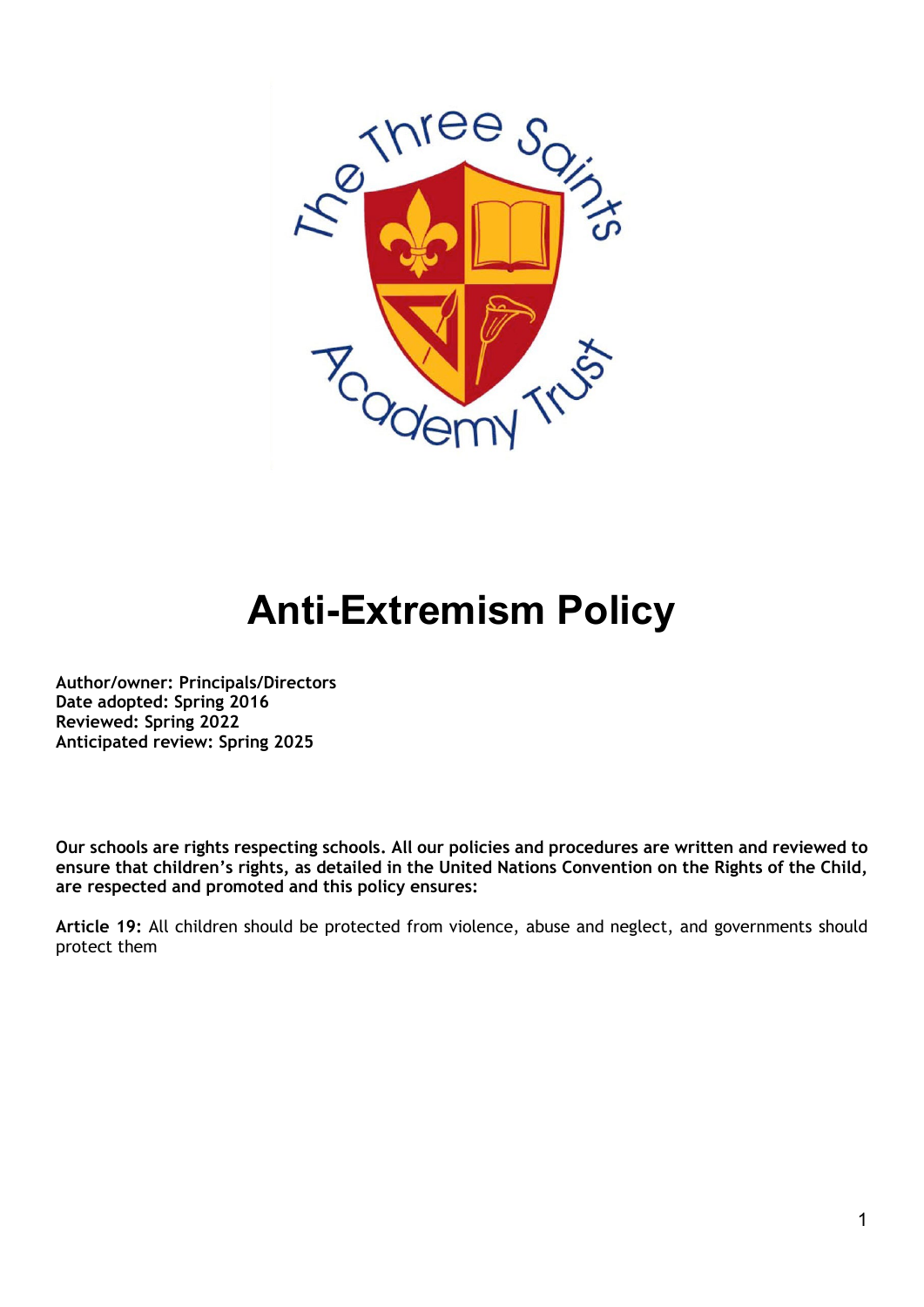# Anti-Extremism Policy

**Author/owner: Principals/Directors**
**Date adopted: Spring 2016**
**Reviewed: Spring 2022**
**Anticipated review: Spring 2025**

**Our schools are rights respecting schools. All our policies and procedures are written and reviewed to ensure that children's rights, as detailed in the United Nations Convention on the Rights of the Child, are respected and promoted and this policy ensures:**

**Article 19:** All children should be protected from violence, abuse and neglect, and governments should protect them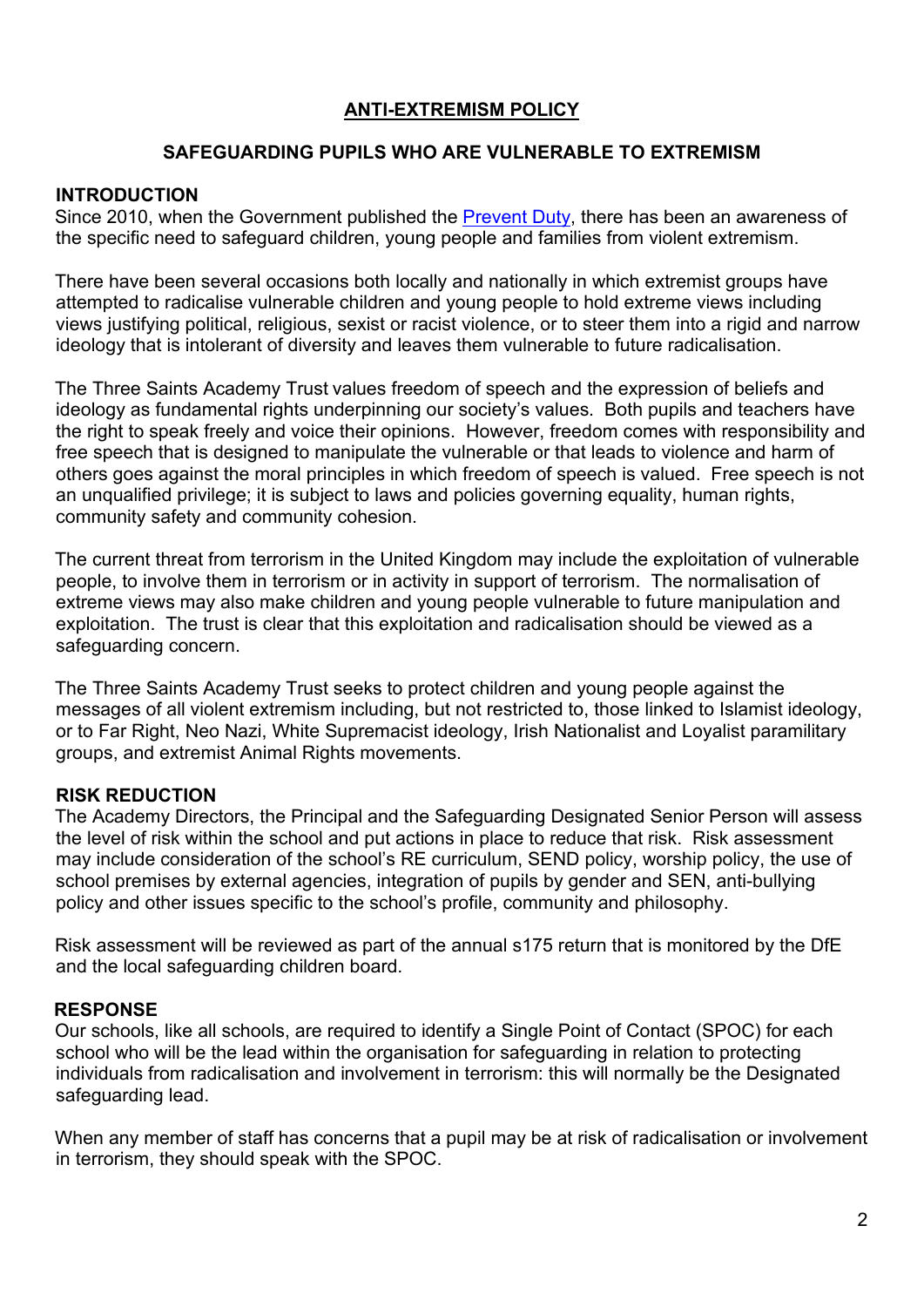# ANTI-EXTREMISM POLICY

## SAFEGUARDING PUPILS WHO ARE VULNERABLE TO EXTREMISM

### INTRODUCTION

Since 2010, when the Government published the [Prevent Duty](), there has been an awareness of the specific need to safeguard children, young people and families from violent extremism.

There have been several occasions both locally and nationally in which extremist groups have attempted to radicalise vulnerable children and young people to hold extreme views including views justifying political, religious, sexist or racist violence, or to steer them into a rigid and narrow ideology that is intolerant of diversity and leaves them vulnerable to future radicalisation.

The Three Saints Academy Trust values freedom of speech and the expression of beliefs and ideology as fundamental rights underpinning our society's values. Both pupils and teachers have the right to speak freely and voice their opinions. However, freedom comes with responsibility and free speech that is designed to manipulate the vulnerable or that leads to violence and harm of others goes against the moral principles in which freedom of speech is valued. Free speech is not an unqualified privilege; it is subject to laws and policies governing equality, human rights, community safety and community cohesion.

The current threat from terrorism in the United Kingdom may include the exploitation of vulnerable people, to involve them in terrorism or in activity in support of terrorism. The normalisation of extreme views may also make children and young people vulnerable to future manipulation and exploitation. The trust is clear that this exploitation and radicalisation should be viewed as a safeguarding concern.

The Three Saints Academy Trust seeks to protect children and young people against the messages of all violent extremism including, but not restricted to, those linked to Islamist ideology, or to Far Right, Neo Nazi, White Supremacist ideology, Irish Nationalist and Loyalist paramilitary groups, and extremist Animal Rights movements.

### RISK REDUCTION

The Academy Directors, the Principal and the Safeguarding Designated Senior Person will assess the level of risk within the school and put actions in place to reduce that risk. Risk assessment may include consideration of the school's RE curriculum, SEND policy, worship policy, the use of school premises by external agencies, integration of pupils by gender and SEN, anti-bullying policy and other issues specific to the school's profile, community and philosophy.

Risk assessment will be reviewed as part of the annual s175 return that is monitored by the DfE and the local safeguarding children board.

### RESPONSE

Our schools, like all schools, are required to identify a Single Point of Contact (SPOC) for each school who will be the lead within the organisation for safeguarding in relation to protecting individuals from radicalisation and involvement in terrorism: this will normally be the Designated safeguarding lead.

When any member of staff has concerns that a pupil may be at risk of radicalisation or involvement in terrorism, they should speak with the SPOC.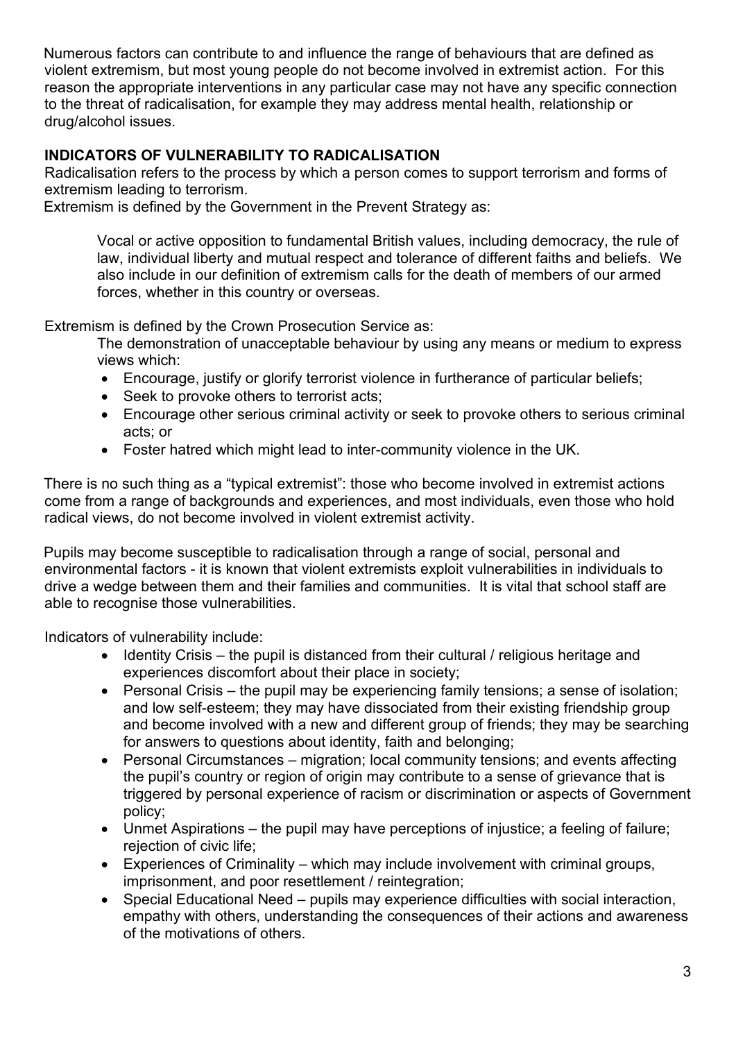Numerous factors can contribute to and influence the range of behaviours that are defined as violent extremism, but most young people do not become involved in extremist action. For this reason the appropriate interventions in any particular case may not have any specific connection to the threat of radicalisation, for example they may address mental health, relationship or drug/alcohol issues.

**INDICATORS OF VULNERABILITY TO RADICALISATION**

Radicalisation refers to the process by which a person comes to support terrorism and forms of extremism leading to terrorism.

Extremism is defined by the Government in the Prevent Strategy as:

> Vocal or active opposition to fundamental British values, including democracy, the rule of law, individual liberty and mutual respect and tolerance of different faiths and beliefs. We also include in our definition of extremism calls for the death of members of our armed forces, whether in this country or overseas.

Extremism is defined by the Crown Prosecution Service as:

> The demonstration of unacceptable behaviour by using any means or medium to express views which:
>
> - Encourage, justify or glorify terrorist violence in furtherance of particular beliefs;
> - Seek to provoke others to terrorist acts;
> - Encourage other serious criminal activity or seek to provoke others to serious criminal acts; or
> - Foster hatred which might lead to inter-community violence in the UK.

There is no such thing as a "typical extremist": those who become involved in extremist actions come from a range of backgrounds and experiences, and most individuals, even those who hold radical views, do not become involved in violent extremist activity.

Pupils may become susceptible to radicalisation through a range of social, personal and environmental factors - it is known that violent extremists exploit vulnerabilities in individuals to drive a wedge between them and their families and communities. It is vital that school staff are able to recognise those vulnerabilities.

Indicators of vulnerability include:

- Identity Crisis – the pupil is distanced from their cultural / religious heritage and experiences discomfort about their place in society;
- Personal Crisis – the pupil may be experiencing family tensions; a sense of isolation; and low self-esteem; they may have dissociated from their existing friendship group and become involved with a new and different group of friends; they may be searching for answers to questions about identity, faith and belonging;
- Personal Circumstances – migration; local community tensions; and events affecting the pupil's country or region of origin may contribute to a sense of grievance that is triggered by personal experience of racism or discrimination or aspects of Government policy;
- Unmet Aspirations – the pupil may have perceptions of injustice; a feeling of failure; rejection of civic life;
- Experiences of Criminality – which may include involvement with criminal groups, imprisonment, and poor resettlement / reintegration;
- Special Educational Need – pupils may experience difficulties with social interaction, empathy with others, understanding the consequences of their actions and awareness of the motivations of others.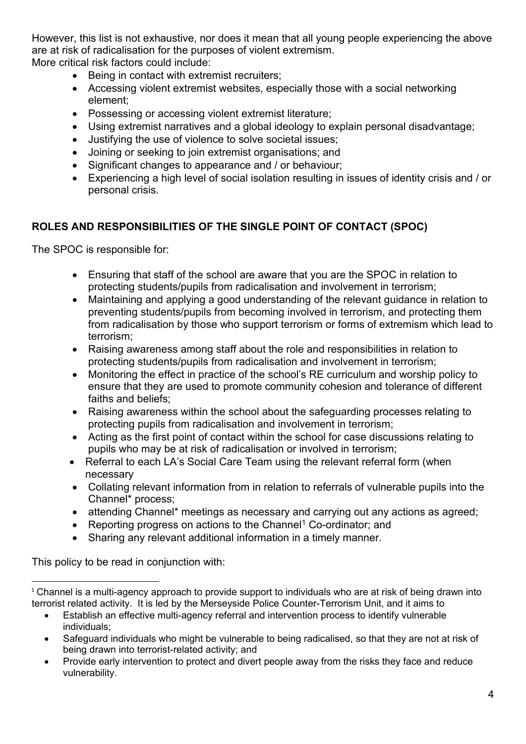However, this list is not exhaustive, nor does it mean that all young people experiencing the above are at risk of radicalisation for the purposes of violent extremism.
More critical risk factors could include:

- Being in contact with extremist recruiters;
- Accessing violent extremist websites, especially those with a social networking element;
- Possessing or accessing violent extremist literature;
- Using extremist narratives and a global ideology to explain personal disadvantage;
- Justifying the use of violence to solve societal issues;
- Joining or seeking to join extremist organisations; and
- Significant changes to appearance and / or behaviour;
- Experiencing a high level of social isolation resulting in issues of identity crisis and / or personal crisis.

**ROLES AND RESPONSIBILITIES OF THE SINGLE POINT OF CONTACT (SPOC)**

The SPOC is responsible for:

- Ensuring that staff of the school are aware that you are the SPOC in relation to protecting students/pupils from radicalisation and involvement in terrorism;
- Maintaining and applying a good understanding of the relevant guidance in relation to preventing students/pupils from becoming involved in terrorism, and protecting them from radicalisation by those who support terrorism or forms of extremism which lead to terrorism;
- Raising awareness among staff about the role and responsibilities in relation to protecting students/pupils from radicalisation and involvement in terrorism;
- Monitoring the effect in practice of the school's RE curriculum and worship policy to ensure that they are used to promote community cohesion and tolerance of different faiths and beliefs;
- Raising awareness within the school about the safeguarding processes relating to protecting pupils from radicalisation and involvement in terrorism;
- Acting as the first point of contact within the school for case discussions relating to pupils who may be at risk of radicalisation or involved in terrorism;
- Referral to each LA's Social Care Team using the relevant referral form (when necessary
- Collating relevant information from in relation to referrals of vulnerable pupils into the Channel* process;
- attending Channel* meetings as necessary and carrying out any actions as agreed;
- Reporting progress on actions to the Channel[1] Co-ordinator; and
- Sharing any relevant additional information in a timely manner.

This policy to be read in conjunction with:

---

[1] Channel is a multi-agency approach to provide support to individuals who are at risk of being drawn into terrorist related activity. It is led by the Merseyside Police Counter-Terrorism Unit, and it aims to

- Establish an effective multi-agency referral and intervention process to identify vulnerable individuals;
- Safeguard individuals who might be vulnerable to being radicalised, so that they are not at risk of being drawn into terrorist-related activity; and
- Provide early intervention to protect and divert people away from the risks they face and reduce vulnerability.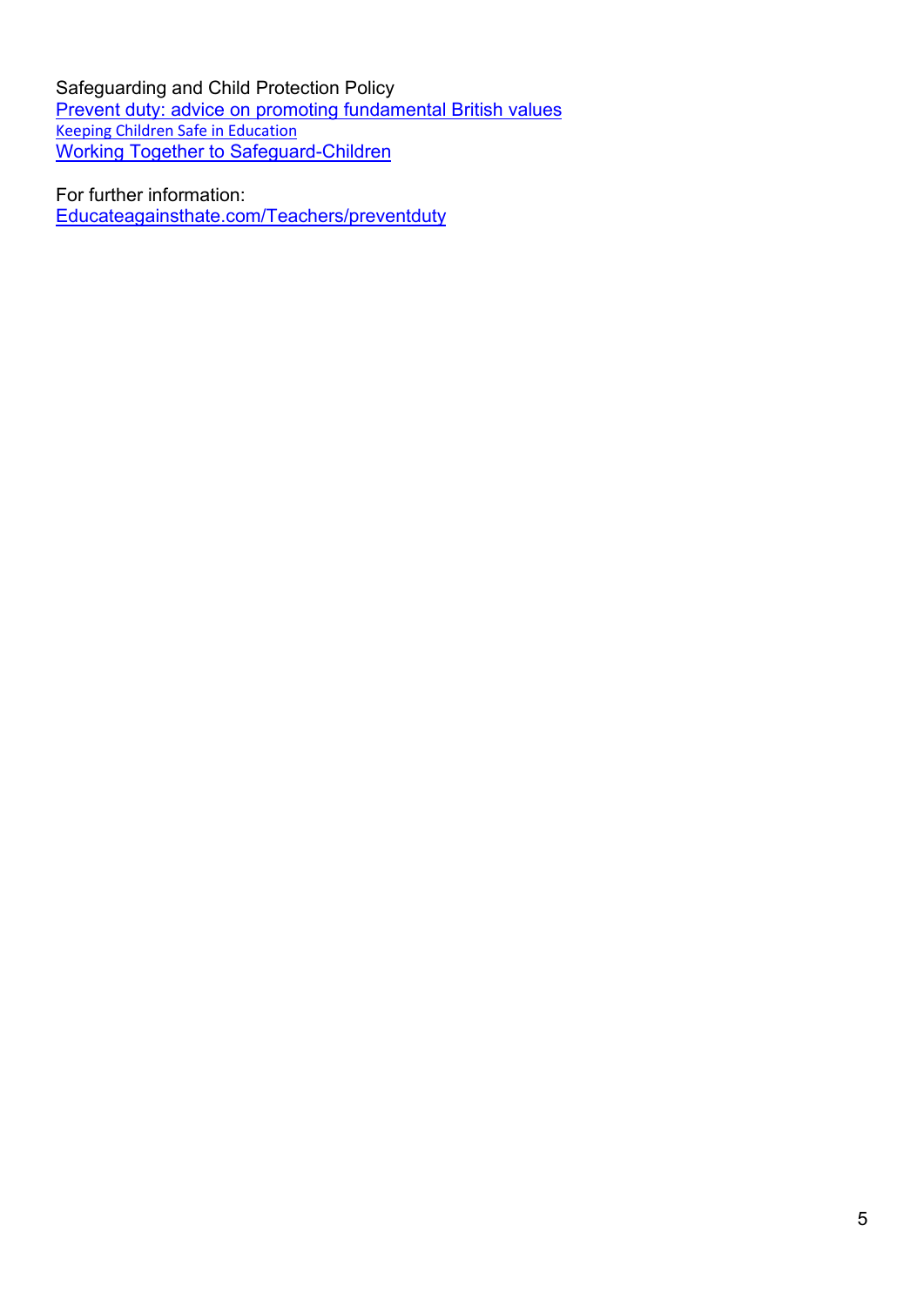Safeguarding and Child Protection Policy
[Prevent duty: advice on promoting fundamental British values]()
[Keeping Children Safe in Education]()
[Working Together to Safeguard-Children]()

For further information:
[Educateagainsthate.com/Teachers/preventduty]()